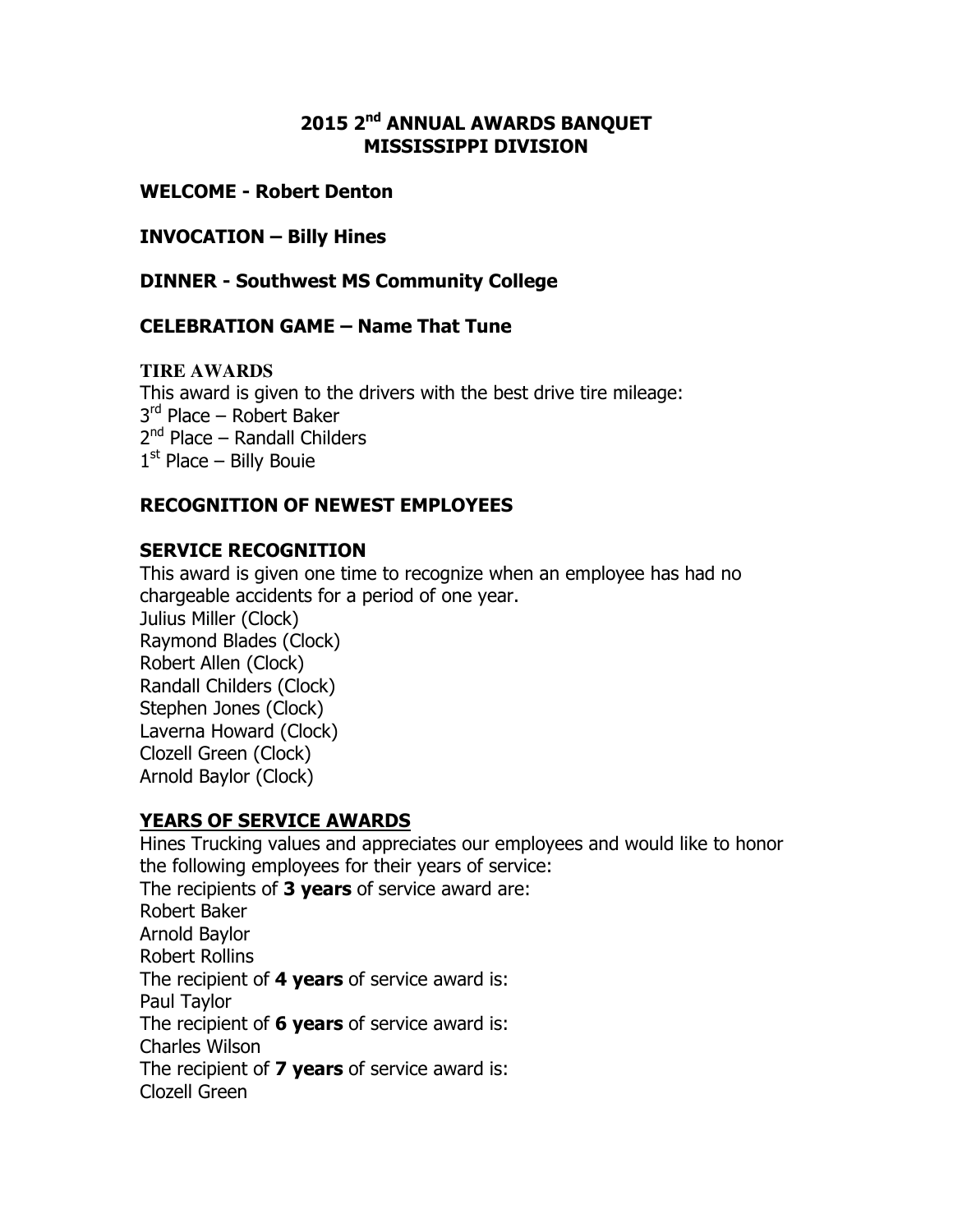# 2015 2nd ANNUAL AWARDS BANQUET
# MISSISSIPPI DIVISION

**WELCOME - Robert Denton**

**INVOCATION – Billy Hines**

**DINNER - Southwest MS Community College**

**CELEBRATION GAME – Name That Tune**

**TIRE AWARDS**

This award is given to the drivers with the best drive tire mileage:
3rd Place – Robert Baker
2nd Place – Randall Childers
1st Place – Billy Bouie

**RECOGNITION OF NEWEST EMPLOYEES**

**SERVICE RECOGNITION**

This award is given one time to recognize when an employee has had no chargeable accidents for a period of one year.
Julius Miller (Clock)
Raymond Blades (Clock)
Robert Allen (Clock)
Randall Childers (Clock)
Stephen Jones (Clock)
Laverna Howard (Clock)
Clozell Green (Clock)
Arnold Baylor (Clock)

**YEARS OF SERVICE AWARDS**

Hines Trucking values and appreciates our employees and would like to honor the following employees for their years of service:
The recipients of **3 years** of service award are:
Robert Baker
Arnold Baylor
Robert Rollins
The recipient of **4 years** of service award is:
Paul Taylor
The recipient of **6 years** of service award is:
Charles Wilson
The recipient of **7 years** of service award is:
Clozell Green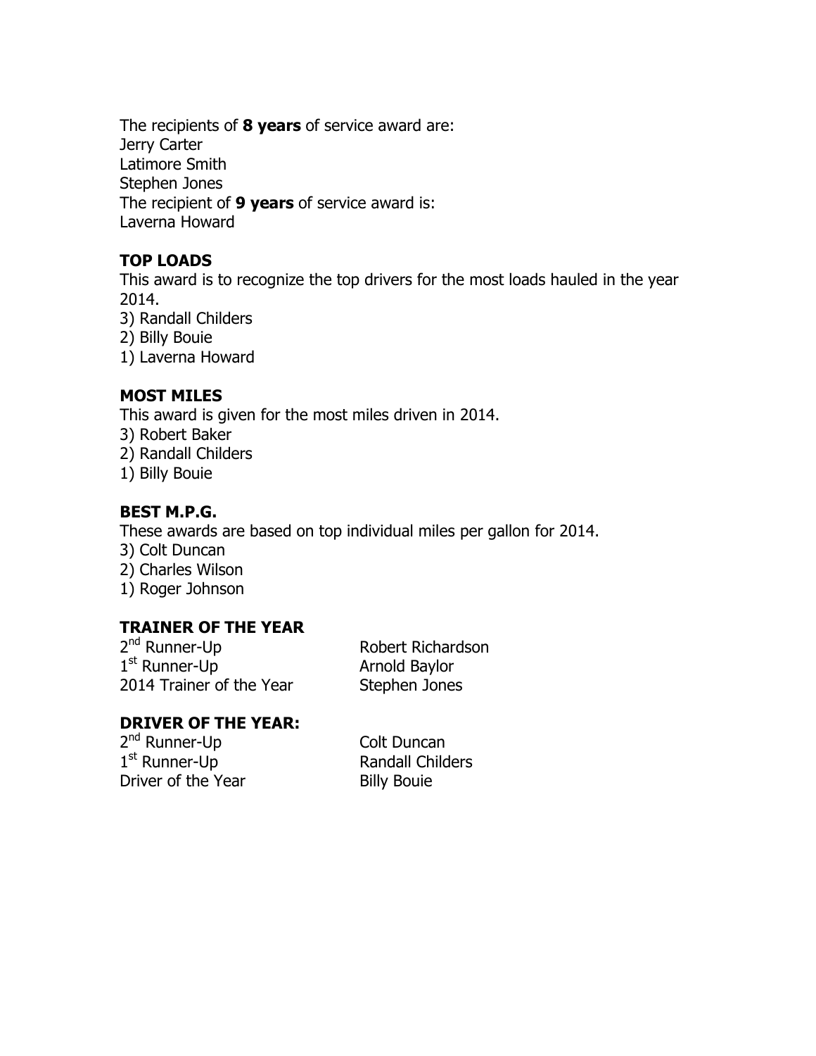The recipients of **8 years** of service award are:
Jerry Carter
Latimore Smith
Stephen Jones
The recipient of **9 years** of service award is:
Laverna Howard

### TOP LOADS

This award is to recognize the top drivers for the most loads hauled in the year 2014.

3) Randall Childers
2) Billy Bouie
1) Laverna Howard

### MOST MILES

This award is given for the most miles driven in 2014.

3) Robert Baker
2) Randall Childers
1) Billy Bouie

### BEST M.P.G.

These awards are based on top individual miles per gallon for 2014.

3) Colt Duncan
2) Charles Wilson
1) Roger Johnson

### TRAINER OF THE YEAR

| | |
|---|---|
| 2nd Runner-Up | Robert Richardson |
| 1st Runner-Up | Arnold Baylor |
| 2014 Trainer of the Year | Stephen Jones |

### DRIVER OF THE YEAR:

| | |
|---|---|
| 2nd Runner-Up | Colt Duncan |
| 1st Runner-Up | Randall Childers |
| Driver of the Year | Billy Bouie |